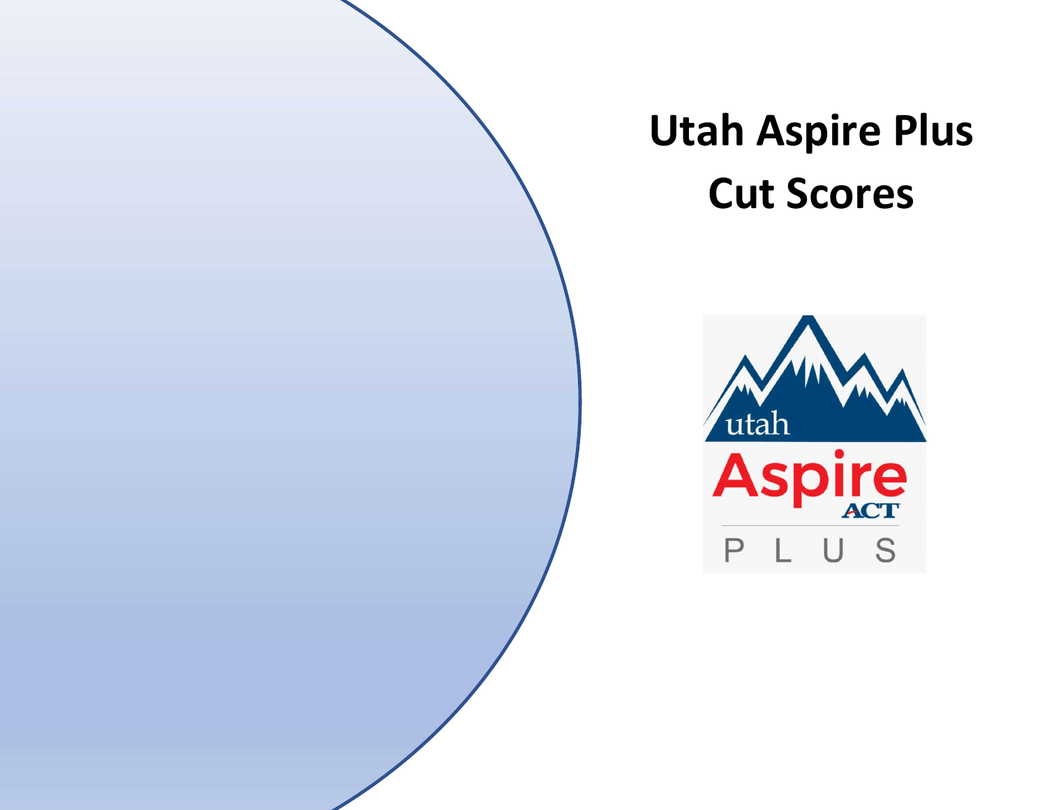# Utah Aspire Plus Cut Scores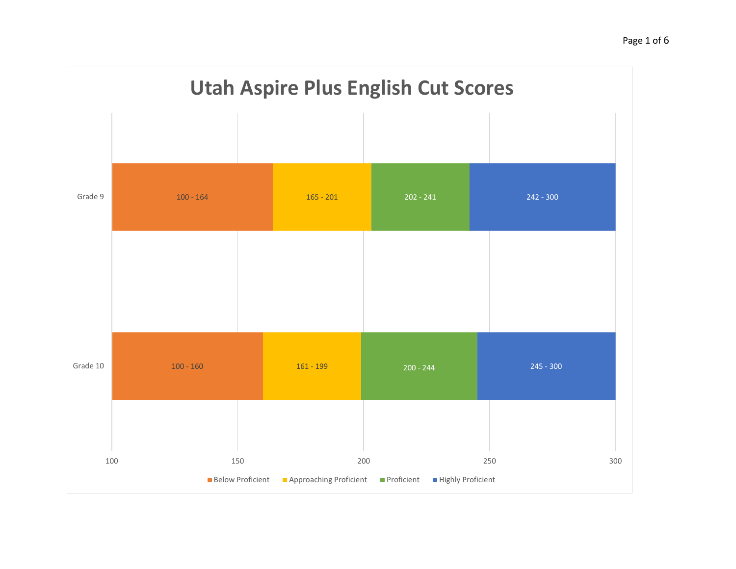# Utah Aspire Plus English Cut Scores

| | Below Proficient | Approaching Proficient | Proficient | Highly Proficient |
|---|---|---|---|---|
| Grade 9 | 100 - 164 | 165 - 201 | 202 - 241 | 242 - 300 |
| Grade 10 | 100 - 160 | 161 - 199 | 200 - 244 | 245 - 300 |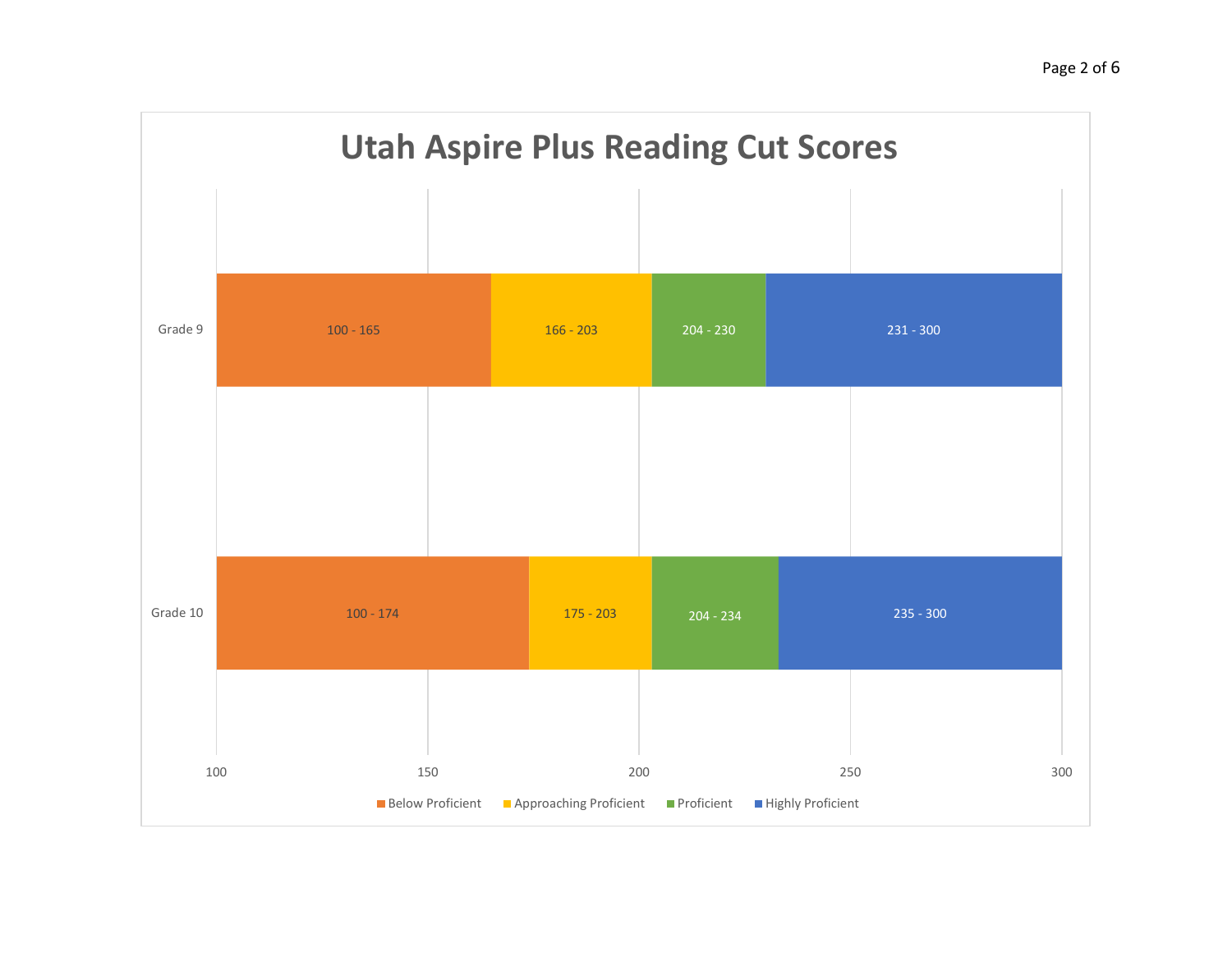## Utah Aspire Plus Reading Cut Scores

| Grade | Below Proficient | Approaching Proficient | Proficient | Highly Proficient |
|---|---|---|---|---|
| Grade 9 | 100 - 165 | 166 - 203 | 204 - 230 | 231 - 300 |
| Grade 10 | 100 - 174 | 175 - 203 | 204 - 234 | 235 - 300 |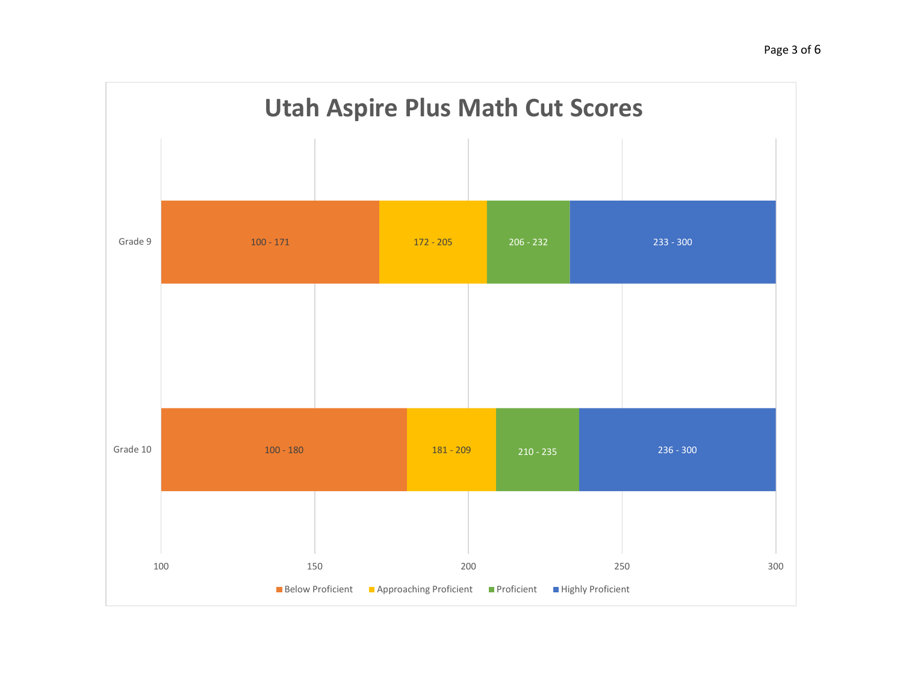# Utah Aspire Plus Math Cut Scores

| | Below Proficient | Approaching Proficient | Proficient | Highly Proficient |
|---|---|---|---|---|
| Grade 9 | 100 - 171 | 172 - 205 | 206 - 232 | 233 - 300 |
| Grade 10 | 100 - 180 | 181 - 209 | 210 - 235 | 236 - 300 |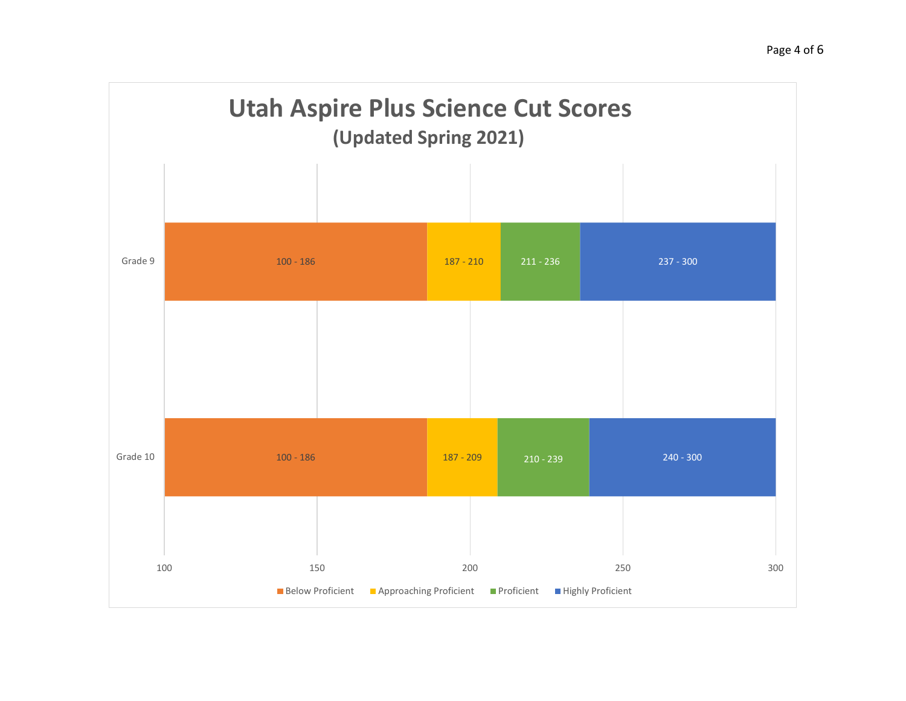# Utah Aspire Plus Science Cut Scores

## (Updated Spring 2021)

| Grade | Below Proficient | Approaching Proficient | Proficient | Highly Proficient |
| --- | --- | --- | --- | --- |
| Grade 9 | 100 - 186 | 187 - 210 | 211 - 236 | 237 - 300 |
| Grade 10 | 100 - 186 | 187 - 209 | 210 - 239 | 240 - 300 |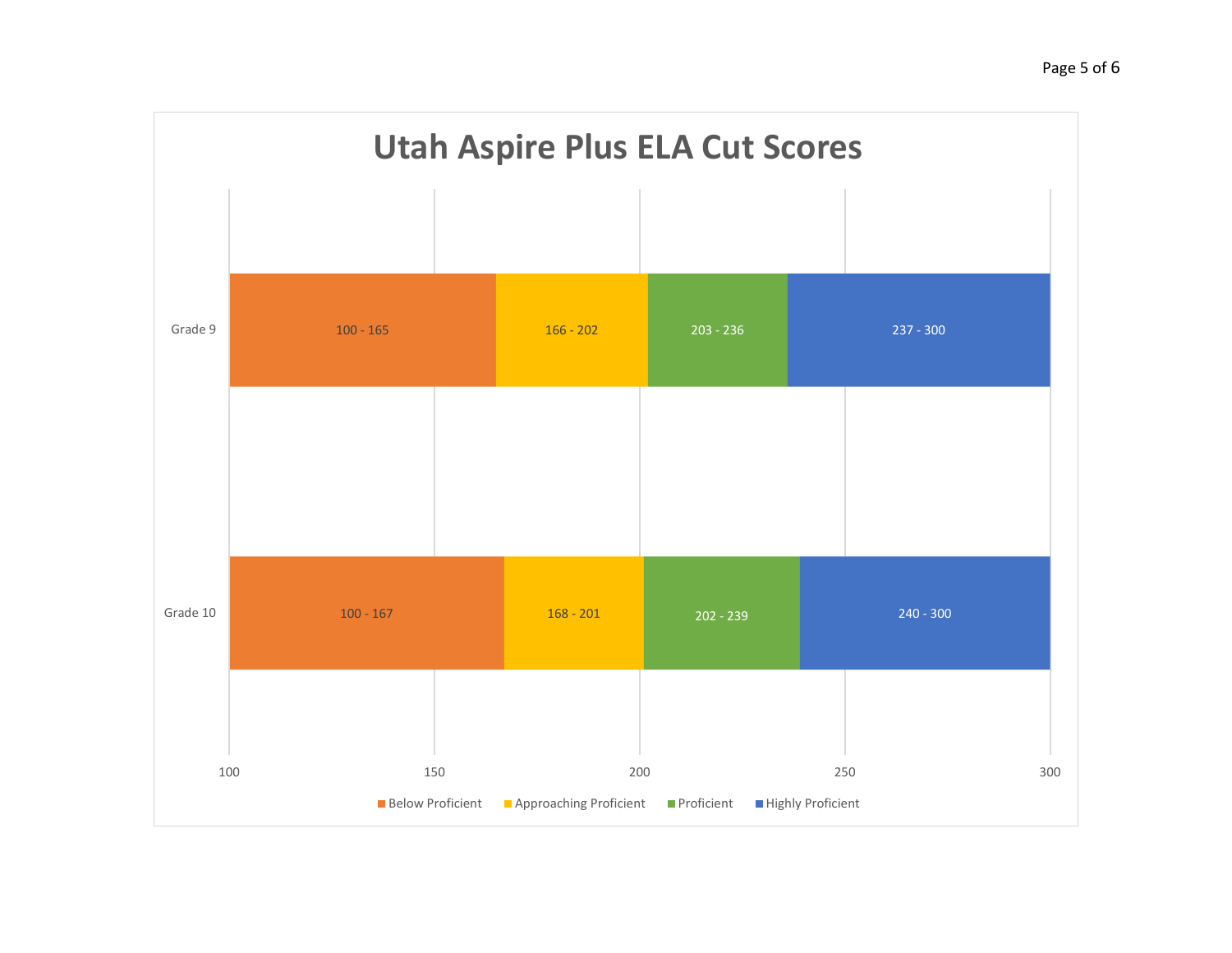# Utah Aspire Plus ELA Cut Scores

| | Below Proficient | Approaching Proficient | Proficient | Highly Proficient |
|---|---|---|---|---|
| Grade 9 | 100 - 165 | 166 - 202 | 203 - 236 | 237 - 300 |
| Grade 10 | 100 - 167 | 168 - 201 | 202 - 239 | 240 - 300 |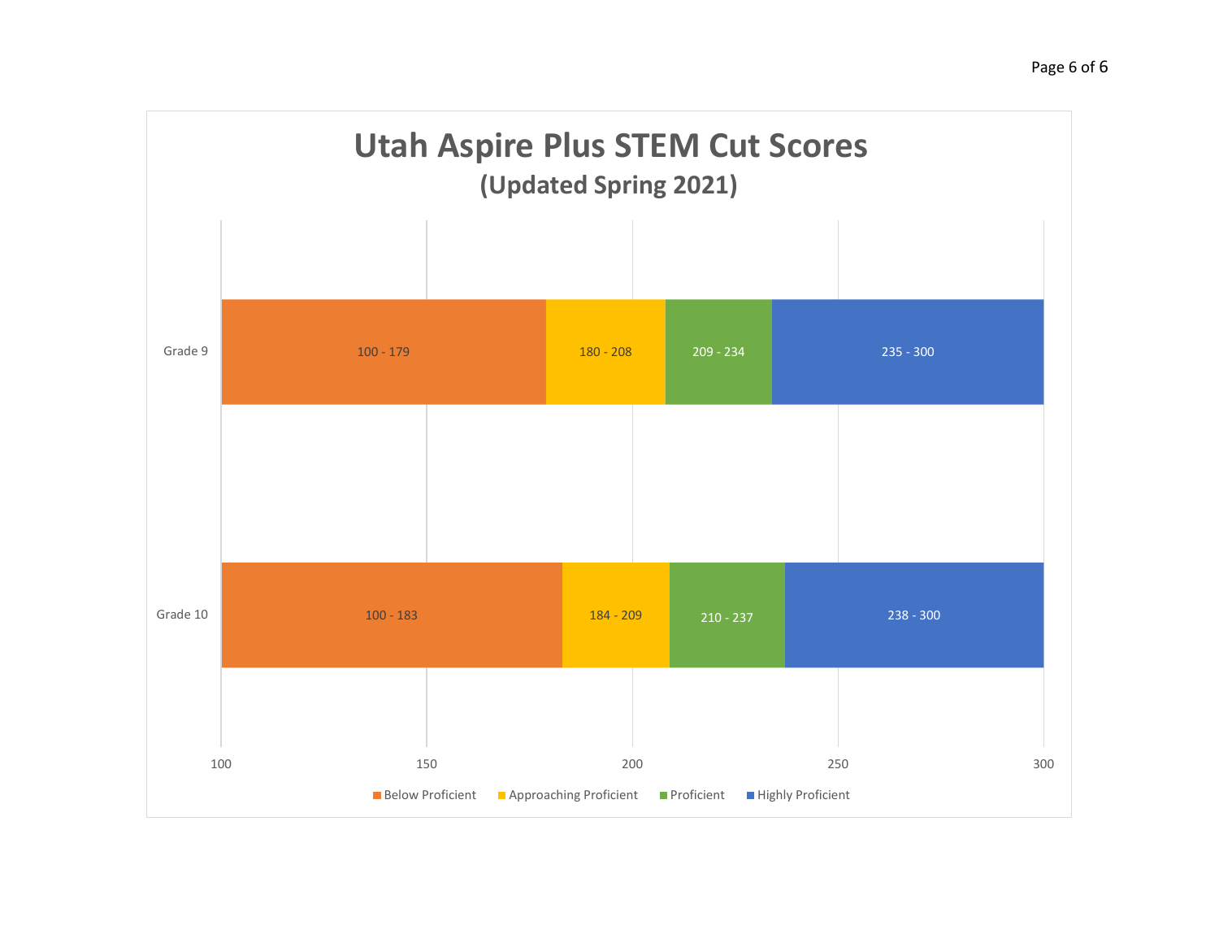# Utah Aspire Plus STEM Cut Scores

## (Updated Spring 2021)

Grade 9

100 - 179

180 - 208

209 - 234

235 - 300

Grade 10

100 - 183

184 - 209

210 - 237

238 - 300

100

150

200

250

300

Below Proficient

Approaching Proficient

Proficient

Highly Proficient